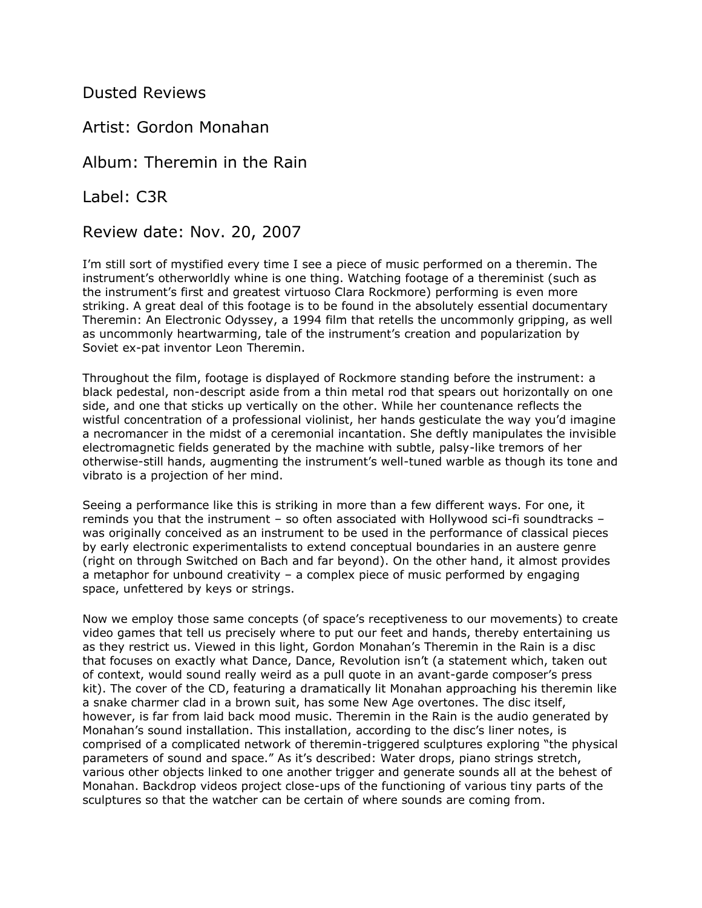Dusted Reviews

Artist: Gordon Monahan

Album: Theremin in the Rain

Label: C3R

Review date: Nov. 20, 2007

I'm still sort of mystified every time I see a piece of music performed on a theremin. The instrument's otherworldly whine is one thing. Watching footage of a thereminist (such as the instrument's first and greatest virtuoso Clara Rockmore) performing is even more striking. A great deal of this footage is to be found in the absolutely essential documentary Theremin: An Electronic Odyssey, a 1994 film that retells the uncommonly gripping, as well as uncommonly heartwarming, tale of the instrument's creation and popularization by Soviet ex-pat inventor Leon Theremin.

Throughout the film, footage is displayed of Rockmore standing before the instrument: a black pedestal, non-descript aside from a thin metal rod that spears out horizontally on one side, and one that sticks up vertically on the other. While her countenance reflects the wistful concentration of a professional violinist, her hands gesticulate the way you'd imagine a necromancer in the midst of a ceremonial incantation. She deftly manipulates the invisible electromagnetic fields generated by the machine with subtle, palsy-like tremors of her otherwise-still hands, augmenting the instrument's well-tuned warble as though its tone and vibrato is a projection of her mind.

Seeing a performance like this is striking in more than a few different ways. For one, it reminds you that the instrument – so often associated with Hollywood sci-fi soundtracks – was originally conceived as an instrument to be used in the performance of classical pieces by early electronic experimentalists to extend conceptual boundaries in an austere genre (right on through Switched on Bach and far beyond). On the other hand, it almost provides a metaphor for unbound creativity – a complex piece of music performed by engaging space, unfettered by keys or strings.

Now we employ those same concepts (of space's receptiveness to our movements) to create video games that tell us precisely where to put our feet and hands, thereby entertaining us as they restrict us. Viewed in this light, Gordon Monahan's Theremin in the Rain is a disc that focuses on exactly what Dance, Dance, Revolution isn't (a statement which, taken out of context, would sound really weird as a pull quote in an avant-garde composer's press kit). The cover of the CD, featuring a dramatically lit Monahan approaching his theremin like a snake charmer clad in a brown suit, has some New Age overtones. The disc itself, however, is far from laid back mood music. Theremin in the Rain is the audio generated by Monahan's sound installation. This installation, according to the disc's liner notes, is comprised of a complicated network of theremin-triggered sculptures exploring "the physical parameters of sound and space." As it's described: Water drops, piano strings stretch, various other objects linked to one another trigger and generate sounds all at the behest of Monahan. Backdrop videos project close-ups of the functioning of various tiny parts of the sculptures so that the watcher can be certain of where sounds are coming from.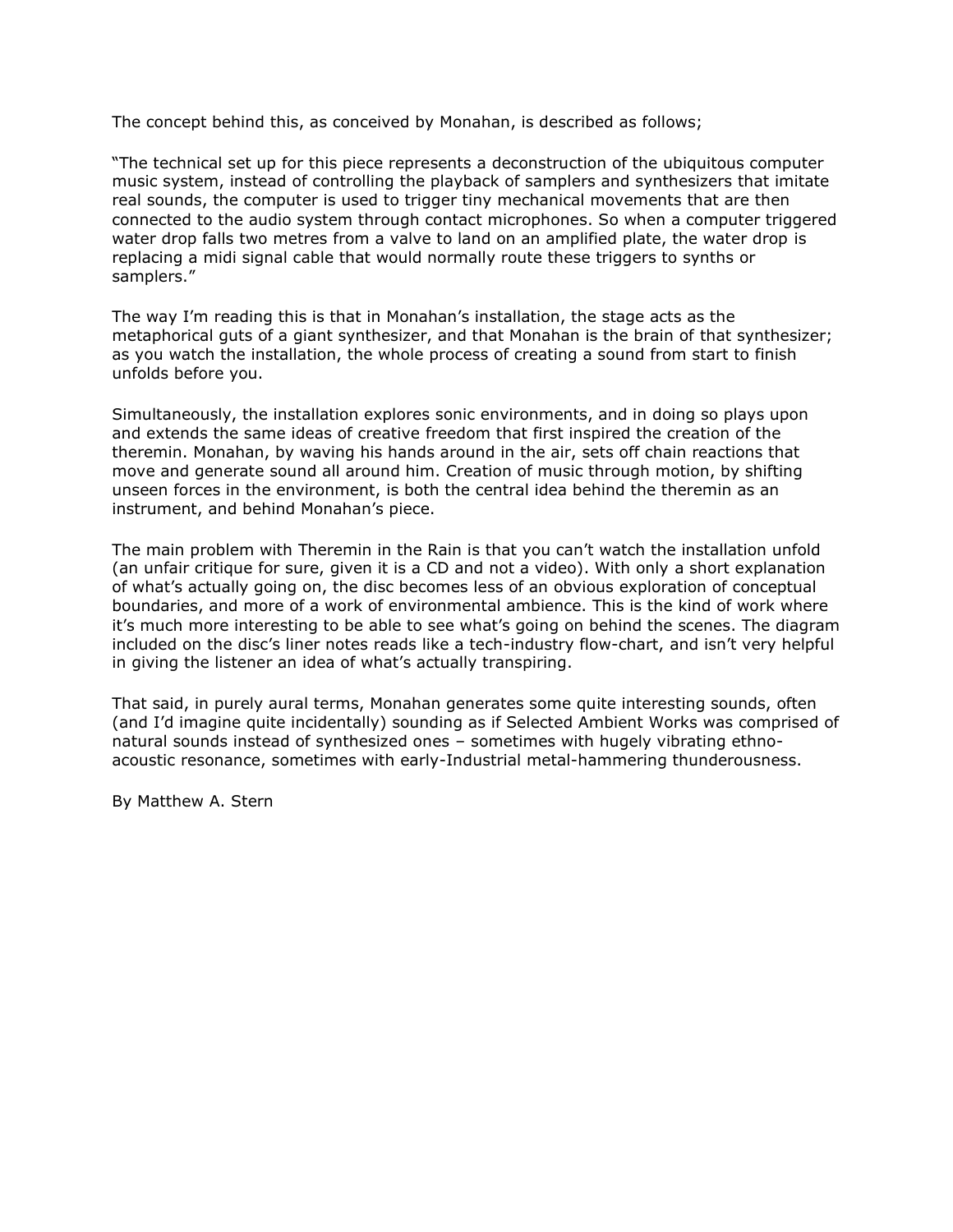The concept behind this, as conceived by Monahan, is described as follows;

"The technical set up for this piece represents a deconstruction of the ubiquitous computer music system, instead of controlling the playback of samplers and synthesizers that imitate real sounds, the computer is used to trigger tiny mechanical movements that are then connected to the audio system through contact microphones. So when a computer triggered water drop falls two metres from a valve to land on an amplified plate, the water drop is replacing a midi signal cable that would normally route these triggers to synths or samplers."

The way I'm reading this is that in Monahan's installation, the stage acts as the metaphorical guts of a giant synthesizer, and that Monahan is the brain of that synthesizer; as you watch the installation, the whole process of creating a sound from start to finish unfolds before you.

Simultaneously, the installation explores sonic environments, and in doing so plays upon and extends the same ideas of creative freedom that first inspired the creation of the theremin. Monahan, by waving his hands around in the air, sets off chain reactions that move and generate sound all around him. Creation of music through motion, by shifting unseen forces in the environment, is both the central idea behind the theremin as an instrument, and behind Monahan's piece.

The main problem with Theremin in the Rain is that you can't watch the installation unfold (an unfair critique for sure, given it is a CD and not a video). With only a short explanation of what's actually going on, the disc becomes less of an obvious exploration of conceptual boundaries, and more of a work of environmental ambience. This is the kind of work where it's much more interesting to be able to see what's going on behind the scenes. The diagram included on the disc's liner notes reads like a tech-industry flow-chart, and isn't very helpful in giving the listener an idea of what's actually transpiring.

That said, in purely aural terms, Monahan generates some quite interesting sounds, often (and I'd imagine quite incidentally) sounding as if Selected Ambient Works was comprised of natural sounds instead of synthesized ones – sometimes with hugely vibrating ethno-acoustic resonance, sometimes with early-Industrial metal-hammering thunderousness.

By Matthew A. Stern